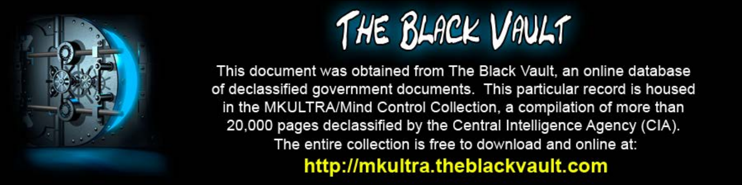# THE BLACK VAULT

This document was obtained from The Black Vault, an online database of declassified government documents. This particular record is housed in the MKULTRA/Mind Control Collection, a compilation of more than 20,000 pages declassified by the Central Intelligence Agency (CIA). The entire collection is free to download and online at:

**http://mkultra.theblackvault.com**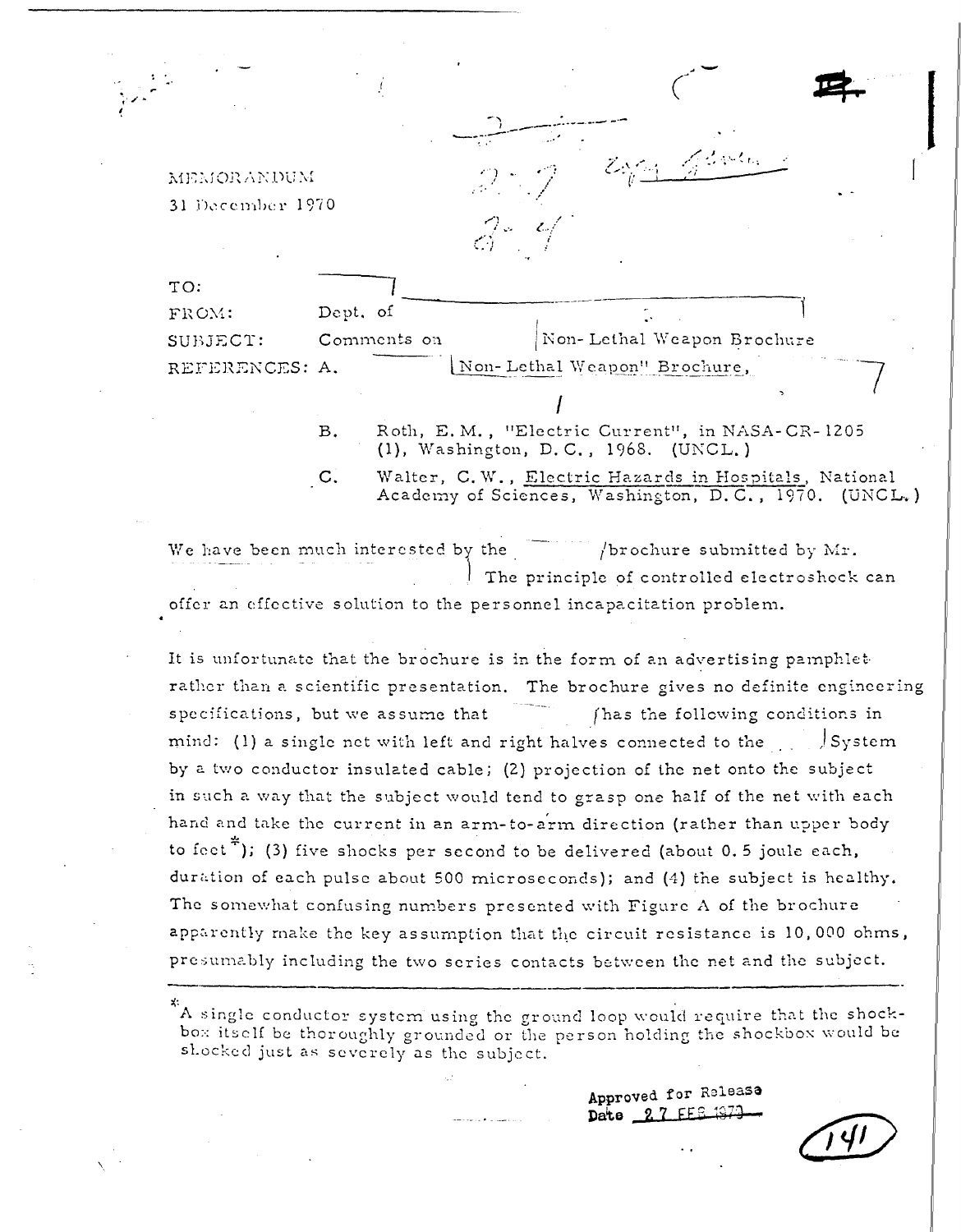MEMORANDUM

31 December 1970

| | |
|---|---|
| TO: | |
| FROM: | Dept. of |
| SUBJECT: | Comments on Non-Lethal Weapon Brochure |
| REFERENCES: | A. Non-Lethal Weapon" Brochure, |
| | B. Roth, E. M., "Electric Current", in NASA-CR-1205 (1), Washington, D. C., 1968. (UNCL.) |
| | C. Walter, C. W., Electric Hazards in Hospitals, National Academy of Sciences, Washington, D. C., 1970. (UNCL.) |

We have been much interested by the /brochure submitted by Mr. The principle of controlled electroshock can offer an effective solution to the personnel incapacitation problem.

It is unfortunate that the brochure is in the form of an advertising pamphlet rather than a scientific presentation. The brochure gives no definite engineering specifications, but we assume that /has the following conditions in mind: (1) a single net with left and right halves connected to the System by a two conductor insulated cable; (2) projection of the net onto the subject in such a way that the subject would tend to grasp one half of the net with each hand and take the current in an arm-to-arm direction (rather than upper body to feet*); (3) five shocks per second to be delivered (about 0.5 joule each, duration of each pulse about 500 microseconds); and (4) the subject is healthy. The somewhat confusing numbers presented with Figure A of the brochure apparently make the key assumption that the circuit resistance is 10,000 ohms, presumably including the two series contacts between the net and the subject.

---

*A single conductor system using the ground loop would require that the shockbox itself be thoroughly grounded or the person holding the shockbox would be shocked just as severely as the subject.

Approved for Release
Date 27 FEB 1979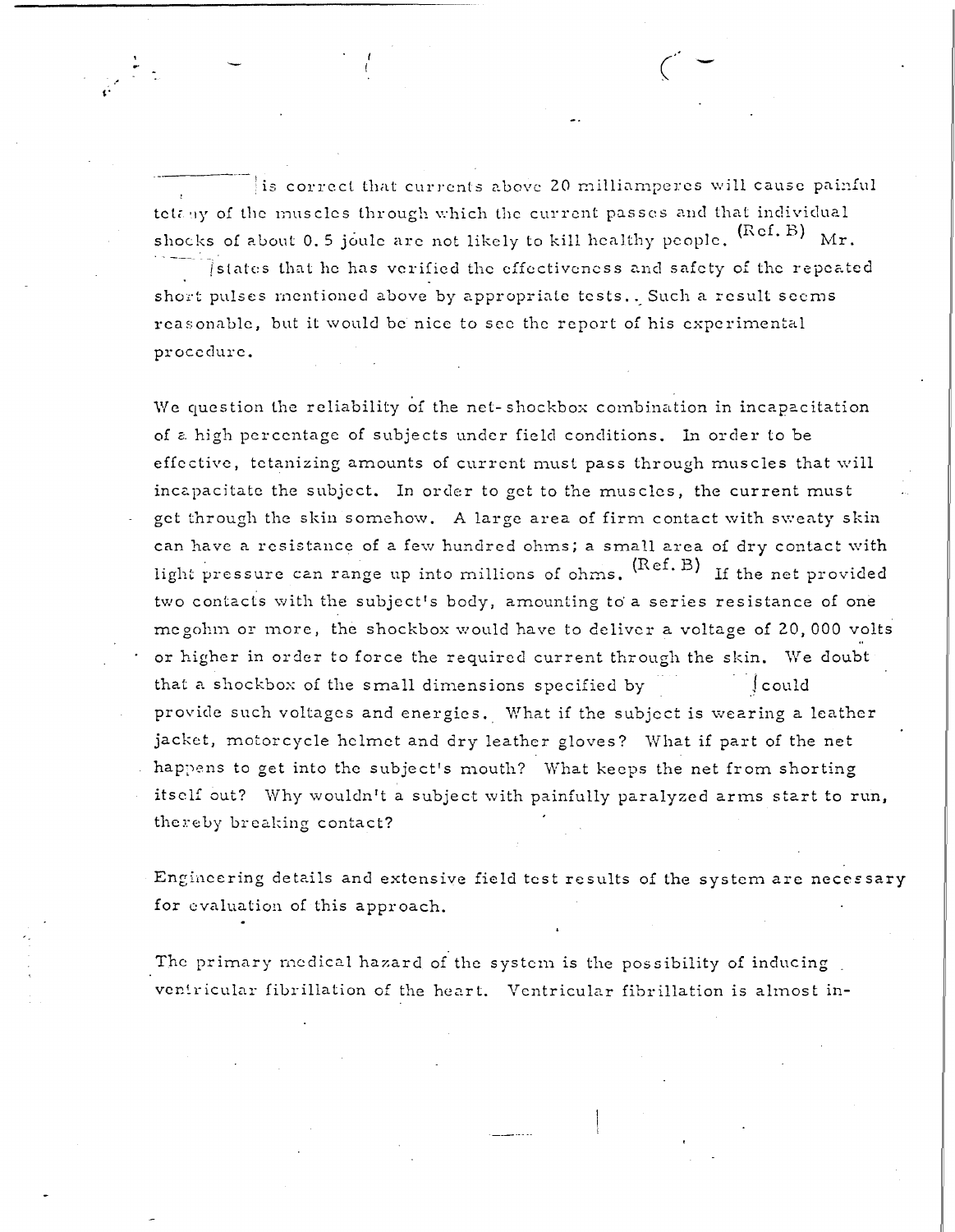is correct that currents above 20 milliamperes will cause painful tetany of the muscles through which the current passes and that individual shocks of about 0.5 joule are not likely to kill healthy people. (Ref. B) Mr. states that he has verified the effectiveness and safety of the repeated short pulses mentioned above by appropriate tests. Such a result seems reasonable, but it would be nice to see the report of his experimental procedure.

We question the reliability of the net-shockbox combination in incapacitation of a high percentage of subjects under field conditions. In order to be effective, tetanizing amounts of current must pass through muscles that will incapacitate the subject. In order to get to the muscles, the current must get through the skin somehow. A large area of firm contact with sweaty skin can have a resistance of a few hundred ohms; a small area of dry contact with light pressure can range up into millions of ohms. (Ref. B) If the net provided two contacts with the subject's body, amounting to a series resistance of one megohm or more, the shockbox would have to deliver a voltage of 20,000 volts or higher in order to force the required current through the skin. We doubt that a shockbox of the small dimensions specified by could provide such voltages and energies. What if the subject is wearing a leather jacket, motorcycle helmet and dry leather gloves? What if part of the net happens to get into the subject's mouth? What keeps the net from shorting itself out? Why wouldn't a subject with painfully paralyzed arms start to run, thereby breaking contact?

Engineering details and extensive field test results of the system are necessary for evaluation of this approach.

The primary medical hazard of the system is the possibility of inducing ventricular fibrillation of the heart. Ventricular fibrillation is almost in-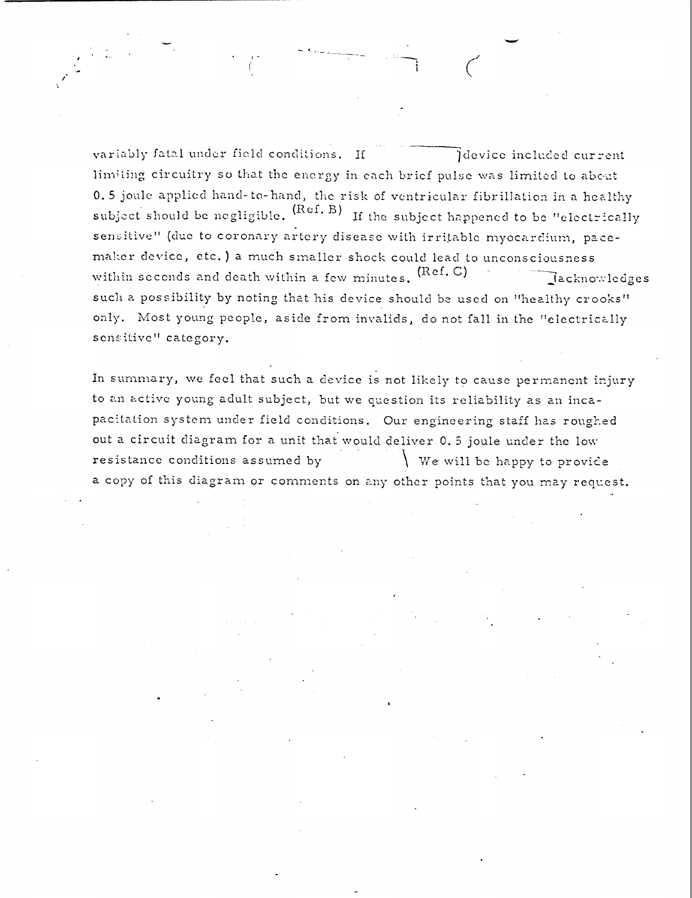variably fatal under field conditions. If ] device included current limiting circuitry so that the energy in each brief pulse was limited to about 0.5 joule applied hand-to-hand, the risk of ventricular fibrillation in a healthy subject should be negligible. (Ref. B) If the subject happened to be "electrically sensitive" (due to coronary artery disease with irritable myocardium, pacemaker device, etc.) a much smaller shock could lead to unconsciousness within seconds and death within a few minutes. (Ref. C) ] acknowledges such a possibility by noting that his device should be used on "healthy crooks" only. Most young people, aside from invalids, do not fall in the "electrically sensitive" category.

In summary, we feel that such a device is not likely to cause permanent injury to an active young adult subject, but we question its reliability as an incapacitation system under field conditions. Our engineering staff has roughed out a circuit diagram for a unit that would deliver 0.5 joule under the low resistance conditions assumed by \ We will be happy to provide a copy of this diagram or comments on any other points that you may request.